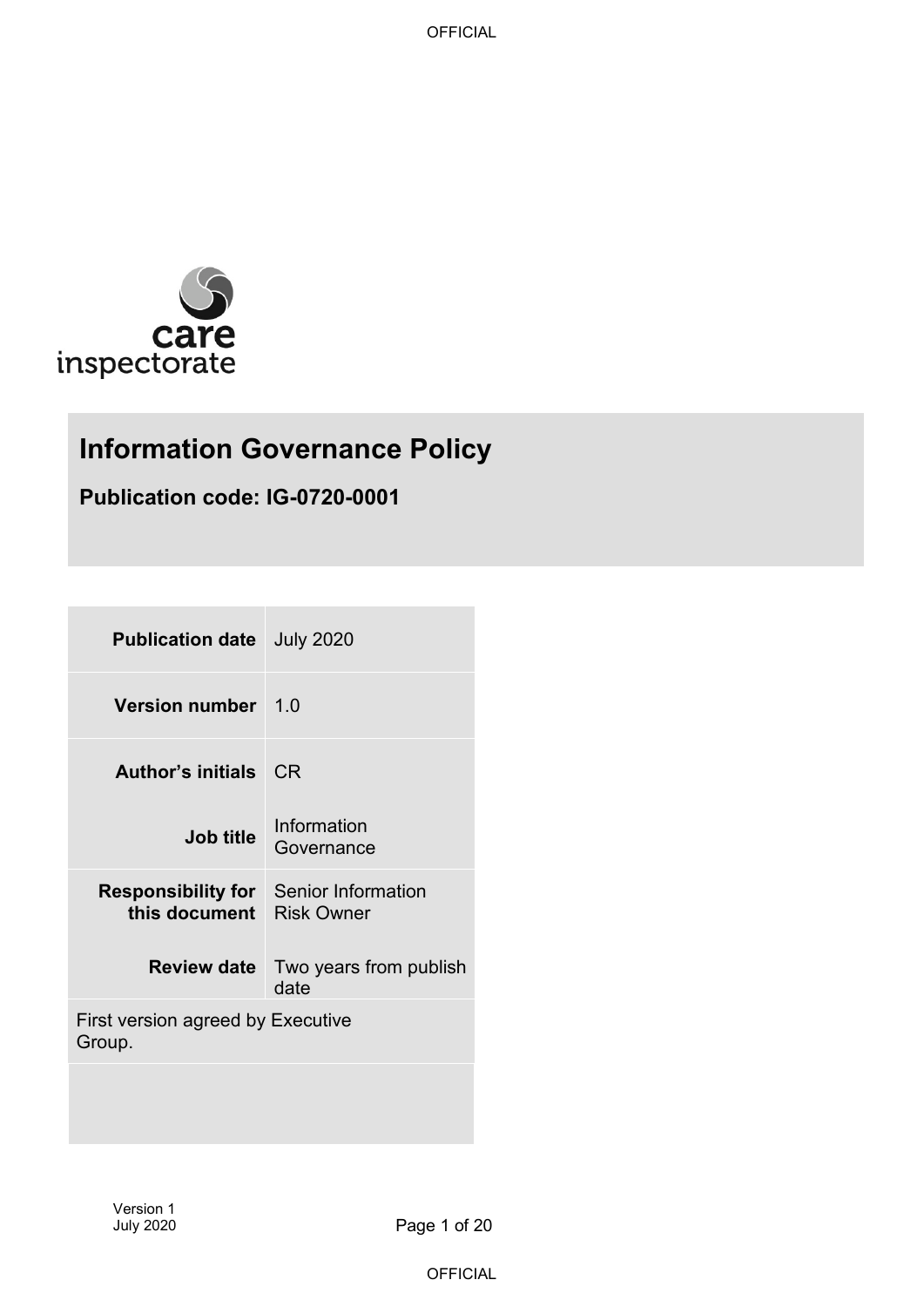# Information Governance Policy

**Publication code: IG-0720-0001**

| | |
|---|---|
| **Publication date** | July 2020 |
| **Version number** | 1.0 |
| **Author's initials** | CR |
| **Job title** | Information Governance |
| **Responsibility for this document** | Senior Information Risk Owner |
| **Review date** | Two years from publish date |

First version agreed by Executive Group.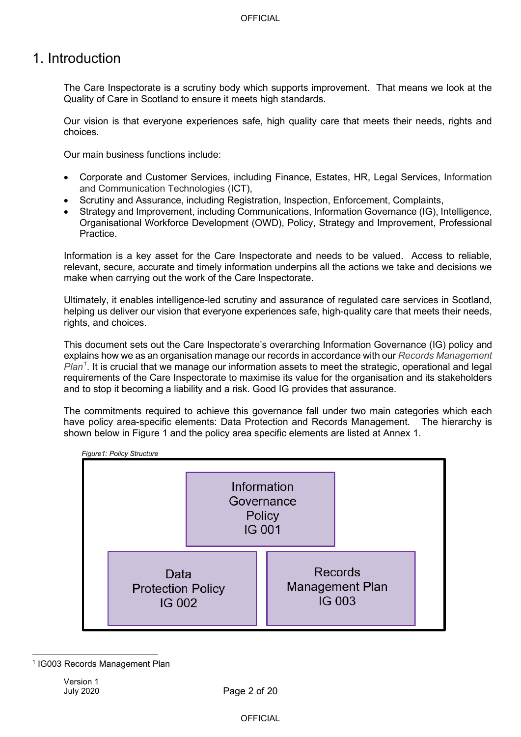# 1. Introduction

The Care Inspectorate is a scrutiny body which supports improvement. That means we look at the Quality of Care in Scotland to ensure it meets high standards.

Our vision is that everyone experiences safe, high quality care that meets their needs, rights and choices.

Our main business functions include:

- Corporate and Customer Services, including Finance, Estates, HR, Legal Services, Information and Communication Technologies (ICT),
- Scrutiny and Assurance, including Registration, Inspection, Enforcement, Complaints,
- Strategy and Improvement, including Communications, Information Governance (IG), Intelligence, Organisational Workforce Development (OWD), Policy, Strategy and Improvement, Professional Practice.

Information is a key asset for the Care Inspectorate and needs to be valued. Access to reliable, relevant, secure, accurate and timely information underpins all the actions we take and decisions we make when carrying out the work of the Care Inspectorate.

Ultimately, it enables intelligence-led scrutiny and assurance of regulated care services in Scotland, helping us deliver our vision that everyone experiences safe, high-quality care that meets their needs, rights, and choices.

This document sets out the Care Inspectorate's overarching Information Governance (IG) policy and explains how we as an organisation manage our records in accordance with our *Records Management Plan*[1]. It is crucial that we manage our information assets to meet the strategic, operational and legal requirements of the Care Inspectorate to maximise its value for the organisation and its stakeholders and to stop it becoming a liability and a risk. Good IG provides that assurance.

The commitments required to achieve this governance fall under two main categories which each have policy area-specific elements: Data Protection and Records Management. The hierarchy is shown below in Figure 1 and the policy area specific elements are listed at Annex 1.

*Figure1: Policy Structure*

Information Governance Policy IG 001

Data Protection Policy IG 002

Records Management Plan IG 003

[1] IG003 Records Management Plan

Version 1
July 2020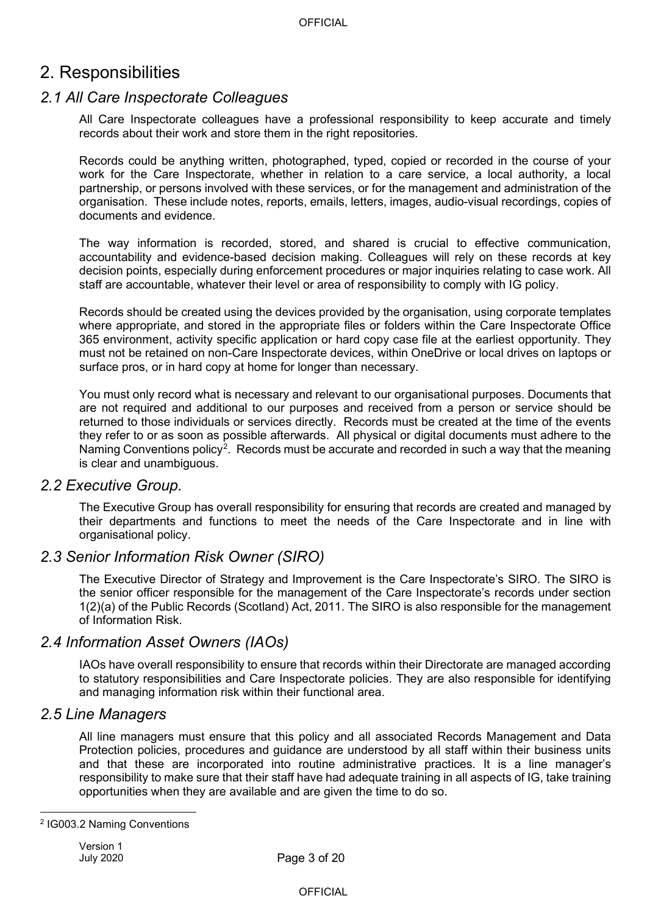# 2. Responsibilities

## *2.1 All Care Inspectorate Colleagues*

All Care Inspectorate colleagues have a professional responsibility to keep accurate and timely records about their work and store them in the right repositories.

Records could be anything written, photographed, typed, copied or recorded in the course of your work for the Care Inspectorate, whether in relation to a care service, a local authority, a local partnership, or persons involved with these services, or for the management and administration of the organisation. These include notes, reports, emails, letters, images, audio-visual recordings, copies of documents and evidence.

The way information is recorded, stored, and shared is crucial to effective communication, accountability and evidence-based decision making. Colleagues will rely on these records at key decision points, especially during enforcement procedures or major inquiries relating to case work. All staff are accountable, whatever their level or area of responsibility to comply with IG policy.

Records should be created using the devices provided by the organisation, using corporate templates where appropriate, and stored in the appropriate files or folders within the Care Inspectorate Office 365 environment, activity specific application or hard copy case file at the earliest opportunity. They must not be retained on non-Care Inspectorate devices, within OneDrive or local drives on laptops or surface pros, or in hard copy at home for longer than necessary.

You must only record what is necessary and relevant to our organisational purposes. Documents that are not required and additional to our purposes and received from a person or service should be returned to those individuals or services directly. Records must be created at the time of the events they refer to or as soon as possible afterwards. All physical or digital documents must adhere to the Naming Conventions policy[2]. Records must be accurate and recorded in such a way that the meaning is clear and unambiguous.

## *2.2 Executive Group.*

The Executive Group has overall responsibility for ensuring that records are created and managed by their departments and functions to meet the needs of the Care Inspectorate and in line with organisational policy.

## *2.3 Senior Information Risk Owner (SIRO)*

The Executive Director of Strategy and Improvement is the Care Inspectorate's SIRO. The SIRO is the senior officer responsible for the management of the Care Inspectorate's records under section 1(2)(a) of the Public Records (Scotland) Act, 2011. The SIRO is also responsible for the management of Information Risk.

## *2.4 Information Asset Owners (IAOs)*

IAOs have overall responsibility to ensure that records within their Directorate are managed according to statutory responsibilities and Care Inspectorate policies. They are also responsible for identifying and managing information risk within their functional area.

## *2.5 Line Managers*

All line managers must ensure that this policy and all associated Records Management and Data Protection policies, procedures and guidance are understood by all staff within their business units and that these are incorporated into routine administrative practices. It is a line manager's responsibility to make sure that their staff have had adequate training in all aspects of IG, take training opportunities when they are available and are given the time to do so.

---

[2] IG003.2 Naming Conventions

Version 1
July 2020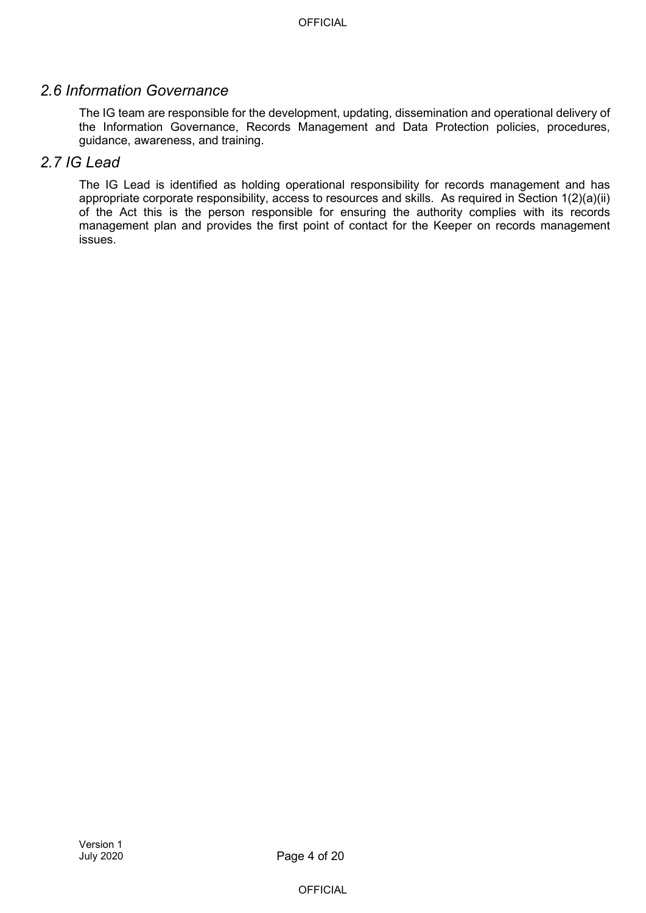## *2.6 Information Governance*

The IG team are responsible for the development, updating, dissemination and operational delivery of the Information Governance, Records Management and Data Protection policies, procedures, guidance, awareness, and training.

## *2.7 IG Lead*

The IG Lead is identified as holding operational responsibility for records management and has appropriate corporate responsibility, access to resources and skills. As required in Section 1(2)(a)(ii) of the Act this is the person responsible for ensuring the authority complies with its records management plan and provides the first point of contact for the Keeper on records management issues.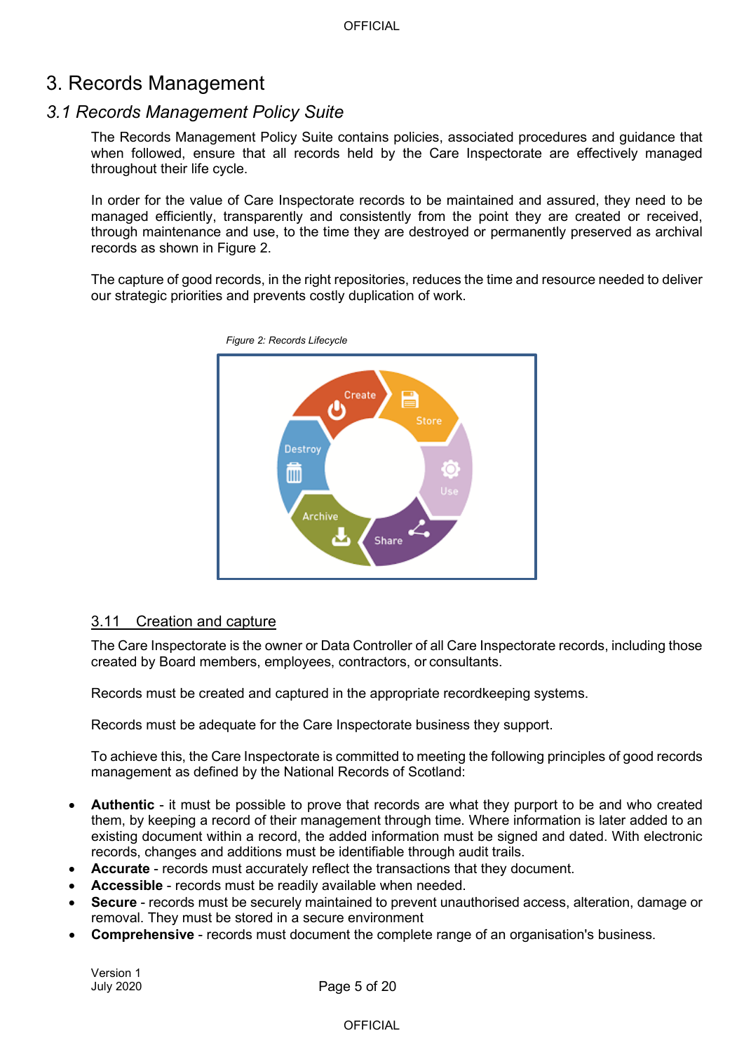# 3. Records Management

## *3.1 Records Management Policy Suite*

The Records Management Policy Suite contains policies, associated procedures and guidance that when followed, ensure that all records held by the Care Inspectorate are effectively managed throughout their life cycle.

In order for the value of Care Inspectorate records to be maintained and assured, they need to be managed efficiently, transparently and consistently from the point they are created or received, through maintenance and use, to the time they are destroyed or permanently preserved as archival records as shown in Figure 2.

The capture of good records, in the right repositories, reduces the time and resource needed to deliver our strategic priorities and prevents costly duplication of work.

*Figure 2: Records Lifecycle*

### 3.11 Creation and capture

The Care Inspectorate is the owner or Data Controller of all Care Inspectorate records, including those created by Board members, employees, contractors, or consultants.

Records must be created and captured in the appropriate recordkeeping systems.

Records must be adequate for the Care Inspectorate business they support.

To achieve this, the Care Inspectorate is committed to meeting the following principles of good records management as defined by the National Records of Scotland:

- **Authentic** - it must be possible to prove that records are what they purport to be and who created them, by keeping a record of their management through time. Where information is later added to an existing document within a record, the added information must be signed and dated. With electronic records, changes and additions must be identifiable through audit trails.
- **Accurate** - records must accurately reflect the transactions that they document.
- **Accessible** - records must be readily available when needed.
- **Secure** - records must be securely maintained to prevent unauthorised access, alteration, damage or removal. They must be stored in a secure environment
- **Comprehensive** - records must document the complete range of an organisation's business.

Version 1
July 2020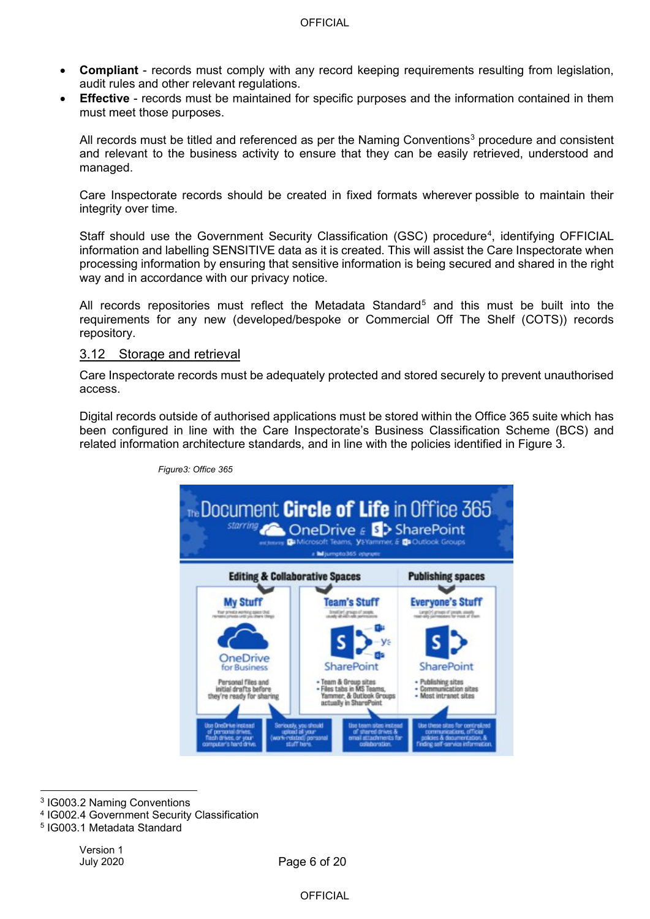- **Compliant** - records must comply with any record keeping requirements resulting from legislation, audit rules and other relevant regulations.
- **Effective** - records must be maintained for specific purposes and the information contained in them must meet those purposes.

All records must be titled and referenced as per the Naming Conventions[3] procedure and consistent and relevant to the business activity to ensure that they can be easily retrieved, understood and managed.

Care Inspectorate records should be created in fixed formats wherever possible to maintain their integrity over time.

Staff should use the Government Security Classification (GSC) procedure[4], identifying OFFICIAL information and labelling SENSITIVE data as it is created. This will assist the Care Inspectorate when processing information by ensuring that sensitive information is being secured and shared in the right way and in accordance with our privacy notice.

All records repositories must reflect the Metadata Standard[5] and this must be built into the requirements for any new (developed/bespoke or Commercial Off The Shelf (COTS)) records repository.

## 3.12 Storage and retrieval

Care Inspectorate records must be adequately protected and stored securely to prevent unauthorised access.

Digital records outside of authorised applications must be stored within the Office 365 suite which has been configured in line with the Care Inspectorate's Business Classification Scheme (BCS) and related information architecture standards, and in line with the policies identified in Figure 3.

*Figure3: Office 365*

[3] IG003.2 Naming Conventions
[4] IG002.4 Government Security Classification
[5] IG003.1 Metadata Standard

Version 1
July 2020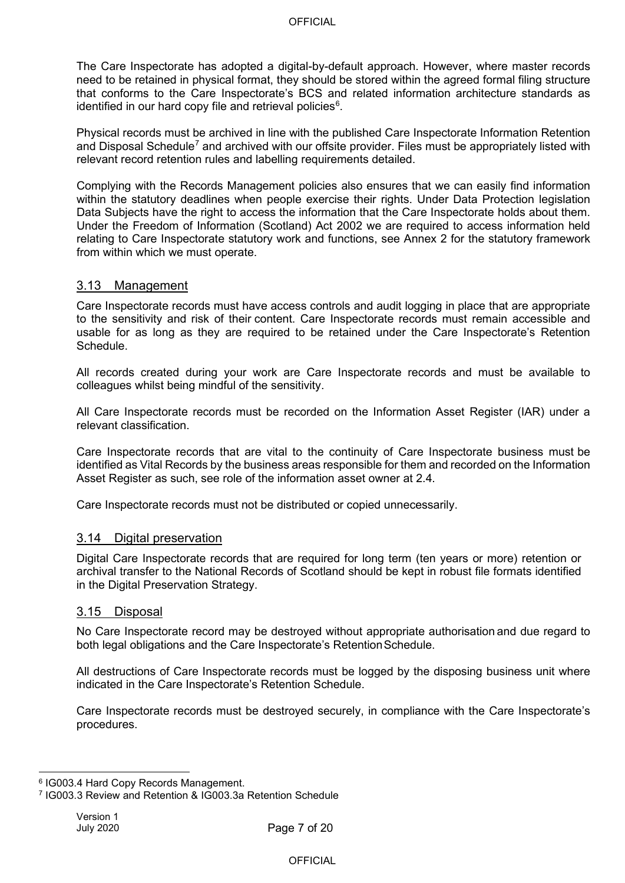The Care Inspectorate has adopted a digital-by-default approach. However, where master records need to be retained in physical format, they should be stored within the agreed formal filing structure that conforms to the Care Inspectorate's BCS and related information architecture standards as identified in our hard copy file and retrieval policies[6].

Physical records must be archived in line with the published Care Inspectorate Information Retention and Disposal Schedule[7] and archived with our offsite provider. Files must be appropriately listed with relevant record retention rules and labelling requirements detailed.

Complying with the Records Management policies also ensures that we can easily find information within the statutory deadlines when people exercise their rights. Under Data Protection legislation Data Subjects have the right to access the information that the Care Inspectorate holds about them. Under the Freedom of Information (Scotland) Act 2002 we are required to access information held relating to Care Inspectorate statutory work and functions, see Annex 2 for the statutory framework from within which we must operate.

### 3.13 Management

Care Inspectorate records must have access controls and audit logging in place that are appropriate to the sensitivity and risk of their content. Care Inspectorate records must remain accessible and usable for as long as they are required to be retained under the Care Inspectorate's Retention Schedule.

All records created during your work are Care Inspectorate records and must be available to colleagues whilst being mindful of the sensitivity.

All Care Inspectorate records must be recorded on the Information Asset Register (IAR) under a relevant classification.

Care Inspectorate records that are vital to the continuity of Care Inspectorate business must be identified as Vital Records by the business areas responsible for them and recorded on the Information Asset Register as such, see role of the information asset owner at 2.4.

Care Inspectorate records must not be distributed or copied unnecessarily.

### 3.14 Digital preservation

Digital Care Inspectorate records that are required for long term (ten years or more) retention or archival transfer to the National Records of Scotland should be kept in robust file formats identified in the Digital Preservation Strategy.

### 3.15 Disposal

No Care Inspectorate record may be destroyed without appropriate authorisation and due regard to both legal obligations and the Care Inspectorate's Retention Schedule.

All destructions of Care Inspectorate records must be logged by the disposing business unit where indicated in the Care Inspectorate's Retention Schedule.

Care Inspectorate records must be destroyed securely, in compliance with the Care Inspectorate's procedures.

---

[6] IG003.4 Hard Copy Records Management.

[7] IG003.3 Review and Retention & IG003.3a Retention Schedule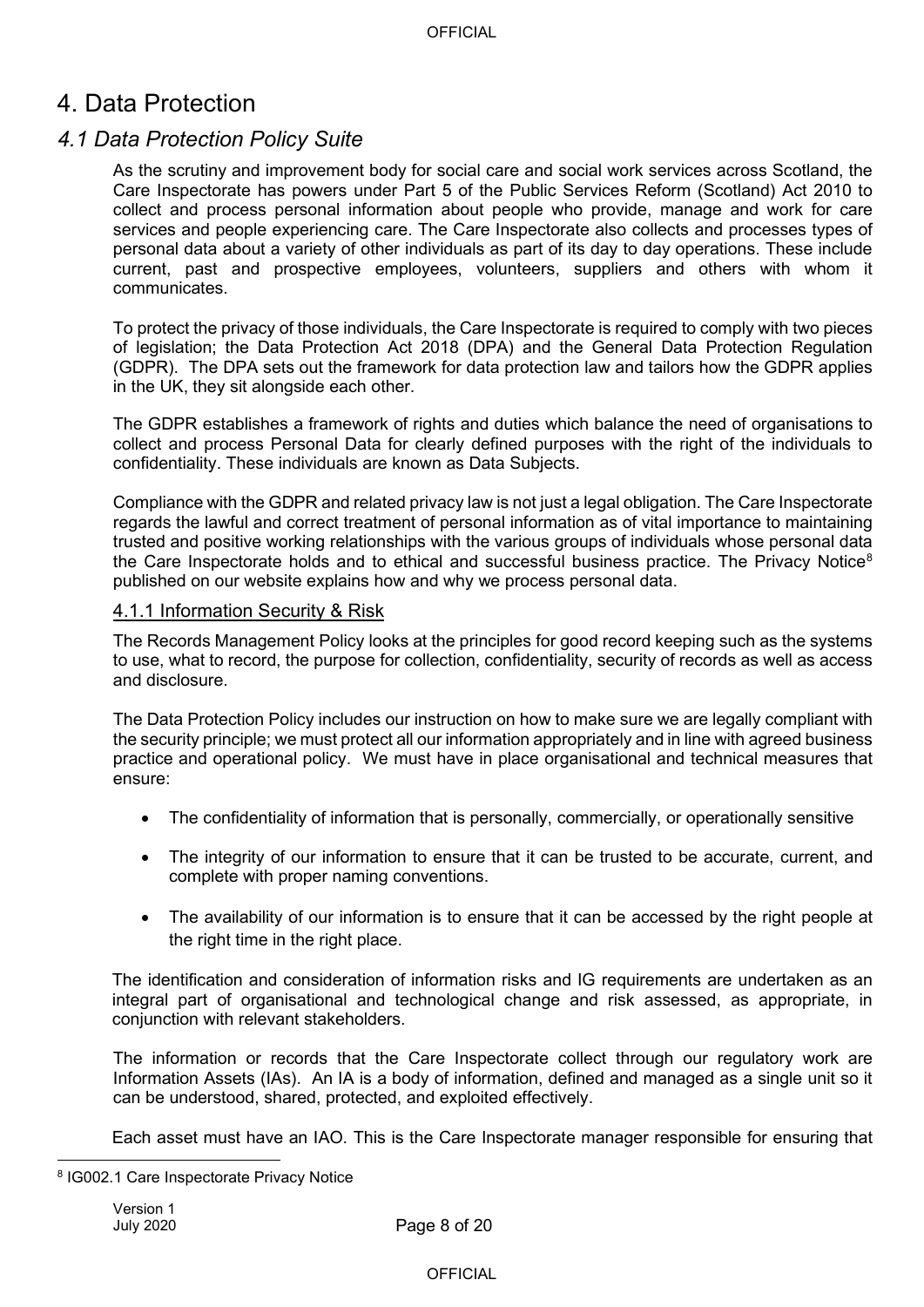# 4. Data Protection

## *4.1 Data Protection Policy Suite*

As the scrutiny and improvement body for social care and social work services across Scotland, the Care Inspectorate has powers under Part 5 of the Public Services Reform (Scotland) Act 2010 to collect and process personal information about people who provide, manage and work for care services and people experiencing care. The Care Inspectorate also collects and processes types of personal data about a variety of other individuals as part of its day to day operations. These include current, past and prospective employees, volunteers, suppliers and others with whom it communicates.

To protect the privacy of those individuals, the Care Inspectorate is required to comply with two pieces of legislation; the Data Protection Act 2018 (DPA) and the General Data Protection Regulation (GDPR). The DPA sets out the framework for data protection law and tailors how the GDPR applies in the UK, they sit alongside each other.

The GDPR establishes a framework of rights and duties which balance the need of organisations to collect and process Personal Data for clearly defined purposes with the right of the individuals to confidentiality. These individuals are known as Data Subjects.

Compliance with the GDPR and related privacy law is not just a legal obligation. The Care Inspectorate regards the lawful and correct treatment of personal information as of vital importance to maintaining trusted and positive working relationships with the various groups of individuals whose personal data the Care Inspectorate holds and to ethical and successful business practice. The Privacy Notice[8] published on our website explains how and why we process personal data.

### 4.1.1 Information Security & Risk

The Records Management Policy looks at the principles for good record keeping such as the systems to use, what to record, the purpose for collection, confidentiality, security of records as well as access and disclosure.

The Data Protection Policy includes our instruction on how to make sure we are legally compliant with the security principle; we must protect all our information appropriately and in line with agreed business practice and operational policy. We must have in place organisational and technical measures that ensure:

- The confidentiality of information that is personally, commercially, or operationally sensitive
- The integrity of our information to ensure that it can be trusted to be accurate, current, and complete with proper naming conventions.
- The availability of our information is to ensure that it can be accessed by the right people at the right time in the right place.

The identification and consideration of information risks and IG requirements are undertaken as an integral part of organisational and technological change and risk assessed, as appropriate, in conjunction with relevant stakeholders.

The information or records that the Care Inspectorate collect through our regulatory work are Information Assets (IAs). An IA is a body of information, defined and managed as a single unit so it can be understood, shared, protected, and exploited effectively.

Each asset must have an IAO. This is the Care Inspectorate manager responsible for ensuring that

[8] IG002.1 Care Inspectorate Privacy Notice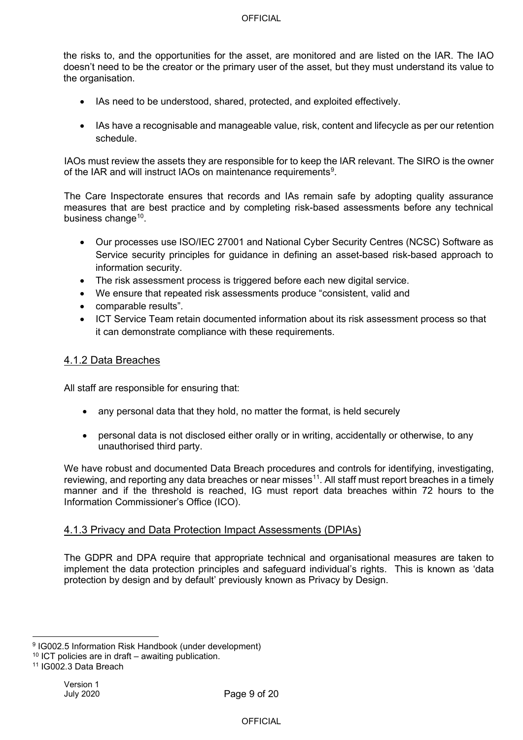the risks to, and the opportunities for the asset, are monitored and are listed on the IAR. The IAO doesn't need to be the creator or the primary user of the asset, but they must understand its value to the organisation.

- IAs need to be understood, shared, protected, and exploited effectively.
- IAs have a recognisable and manageable value, risk, content and lifecycle as per our retention schedule.

IAOs must review the assets they are responsible for to keep the IAR relevant. The SIRO is the owner of the IAR and will instruct IAOs on maintenance requirements[9].

The Care Inspectorate ensures that records and IAs remain safe by adopting quality assurance measures that are best practice and by completing risk-based assessments before any technical business change[10].

- Our processes use ISO/IEC 27001 and National Cyber Security Centres (NCSC) Software as Service security principles for guidance in defining an asset-based risk-based approach to information security.
- The risk assessment process is triggered before each new digital service.
- We ensure that repeated risk assessments produce "consistent, valid and
- comparable results".
- ICT Service Team retain documented information about its risk assessment process so that it can demonstrate compliance with these requirements.

### 4.1.2 Data Breaches

All staff are responsible for ensuring that:

- any personal data that they hold, no matter the format, is held securely
- personal data is not disclosed either orally or in writing, accidentally or otherwise, to any unauthorised third party.

We have robust and documented Data Breach procedures and controls for identifying, investigating, reviewing, and reporting any data breaches or near misses[11]. All staff must report breaches in a timely manner and if the threshold is reached, IG must report data breaches within 72 hours to the Information Commissioner's Office (ICO).

### 4.1.3 Privacy and Data Protection Impact Assessments (DPIAs)

The GDPR and DPA require that appropriate technical and organisational measures are taken to implement the data protection principles and safeguard individual's rights. This is known as 'data protection by design and by default' previously known as Privacy by Design.

---

[9] IG002.5 Information Risk Handbook (under development)

[10] ICT policies are in draft – awaiting publication.

[11] IG002.3 Data Breach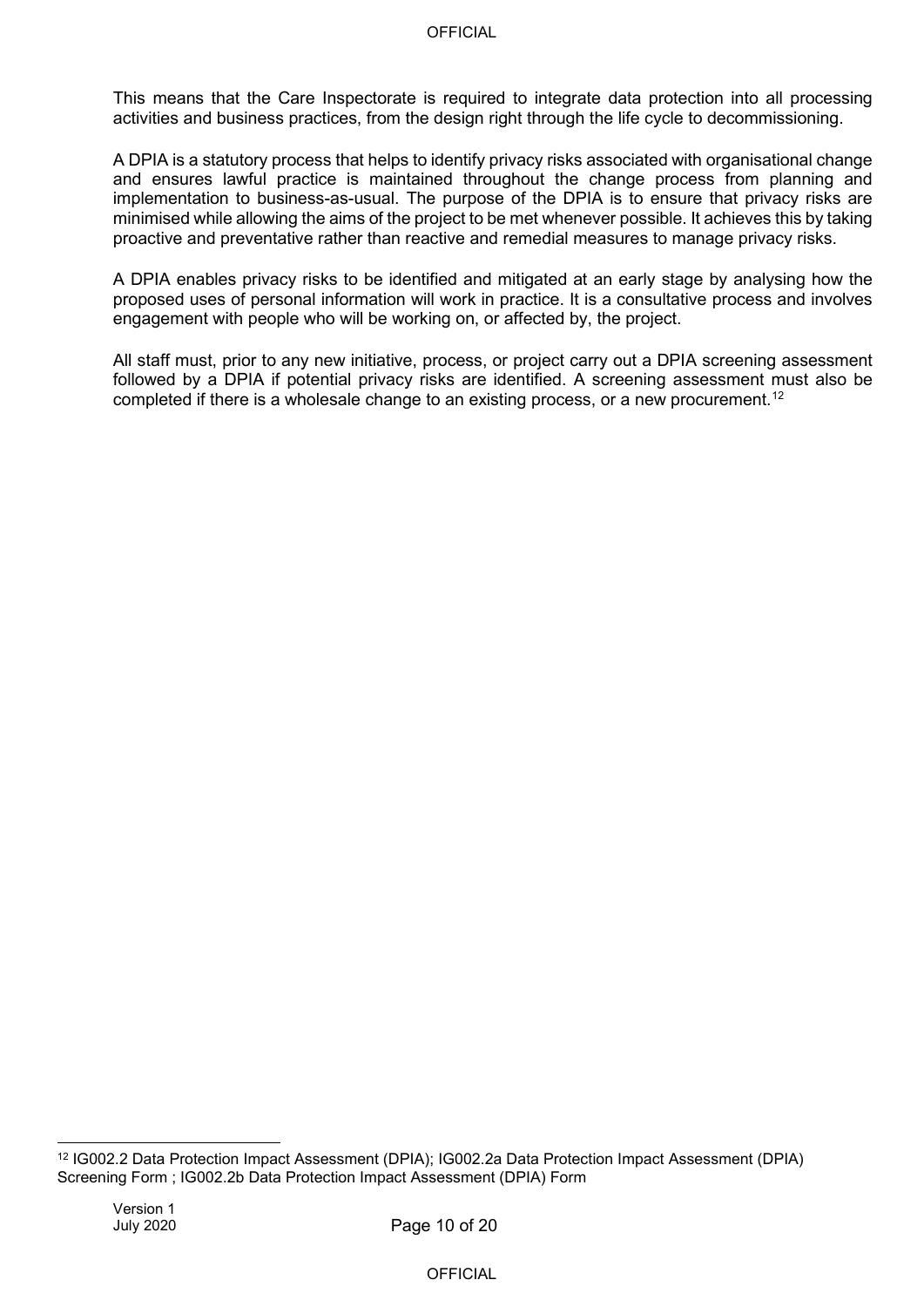This means that the Care Inspectorate is required to integrate data protection into all processing activities and business practices, from the design right through the life cycle to decommissioning.

A DPIA is a statutory process that helps to identify privacy risks associated with organisational change and ensures lawful practice is maintained throughout the change process from planning and implementation to business-as-usual. The purpose of the DPIA is to ensure that privacy risks are minimised while allowing the aims of the project to be met whenever possible. It achieves this by taking proactive and preventative rather than reactive and remedial measures to manage privacy risks.

A DPIA enables privacy risks to be identified and mitigated at an early stage by analysing how the proposed uses of personal information will work in practice. It is a consultative process and involves engagement with people who will be working on, or affected by, the project.

All staff must, prior to any new initiative, process, or project carry out a DPIA screening assessment followed by a DPIA if potential privacy risks are identified. A screening assessment must also be completed if there is a wholesale change to an existing process, or a new procurement.[12]

---

[12] IG002.2 Data Protection Impact Assessment (DPIA); IG002.2a Data Protection Impact Assessment (DPIA) Screening Form ; IG002.2b Data Protection Impact Assessment (DPIA) Form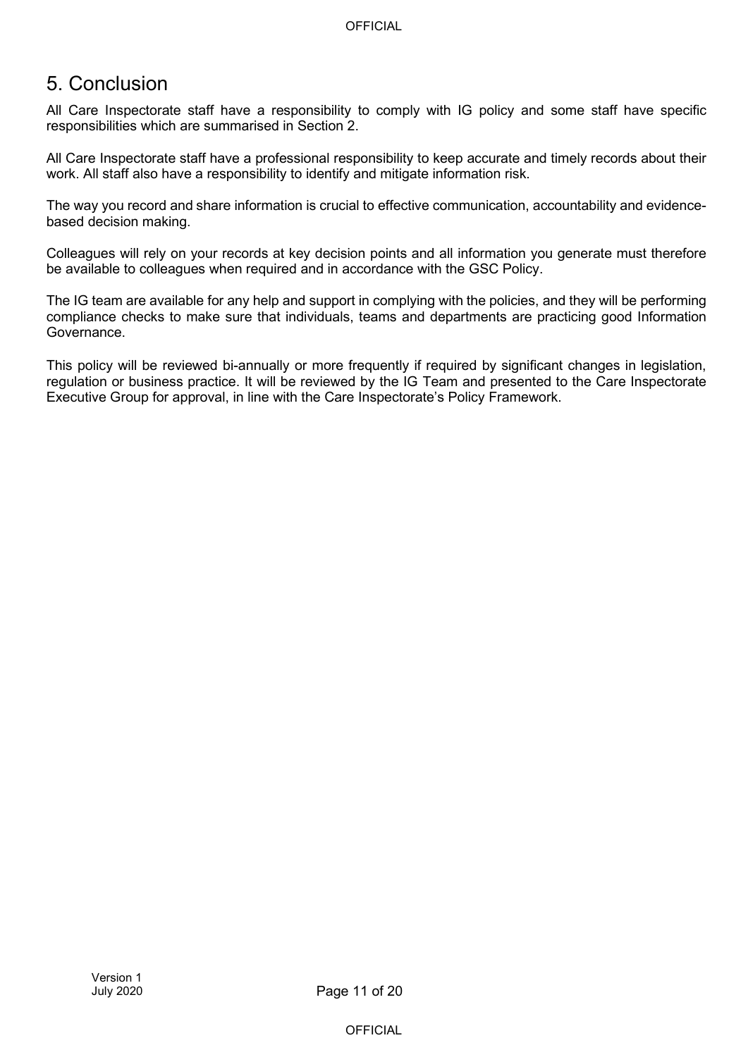## 5. Conclusion

All Care Inspectorate staff have a responsibility to comply with IG policy and some staff have specific responsibilities which are summarised in Section 2.

All Care Inspectorate staff have a professional responsibility to keep accurate and timely records about their work. All staff also have a responsibility to identify and mitigate information risk.

The way you record and share information is crucial to effective communication, accountability and evidence-based decision making.

Colleagues will rely on your records at key decision points and all information you generate must therefore be available to colleagues when required and in accordance with the GSC Policy.

The IG team are available for any help and support in complying with the policies, and they will be performing compliance checks to make sure that individuals, teams and departments are practicing good Information Governance.

This policy will be reviewed bi-annually or more frequently if required by significant changes in legislation, regulation or business practice. It will be reviewed by the IG Team and presented to the Care Inspectorate Executive Group for approval, in line with the Care Inspectorate's Policy Framework.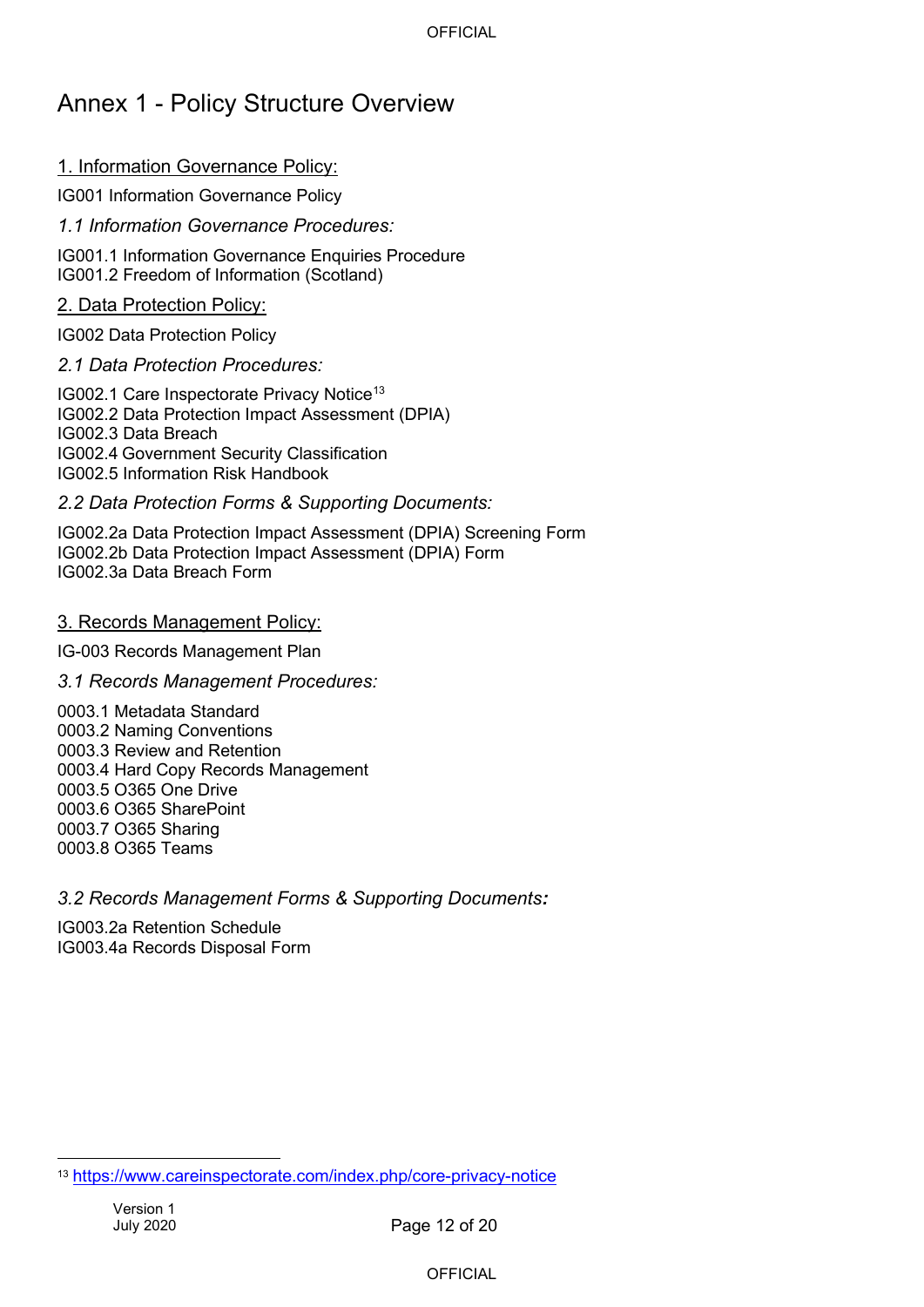# Annex 1 - Policy Structure Overview

## 1. Information Governance Policy:

IG001 Information Governance Policy

### *1.1 Information Governance Procedures:*

IG001.1 Information Governance Enquiries Procedure
IG001.2 Freedom of Information (Scotland)

## 2. Data Protection Policy:

IG002 Data Protection Policy

### *2.1 Data Protection Procedures:*

IG002.1 Care Inspectorate Privacy Notice[13]
IG002.2 Data Protection Impact Assessment (DPIA)
IG002.3 Data Breach
IG002.4 Government Security Classification
IG002.5 Information Risk Handbook

### *2.2 Data Protection Forms & Supporting Documents:*

IG002.2a Data Protection Impact Assessment (DPIA) Screening Form
IG002.2b Data Protection Impact Assessment (DPIA) Form
IG002.3a Data Breach Form

## 3. Records Management Policy:

IG-003 Records Management Plan

### *3.1 Records Management Procedures:*

0003.1 Metadata Standard
0003.2 Naming Conventions
0003.3 Review and Retention
0003.4 Hard Copy Records Management
0003.5 O365 One Drive
0003.6 O365 SharePoint
0003.7 O365 Sharing
0003.8 O365 Teams

### *3.2 Records Management Forms & Supporting Documents:*

IG003.2a Retention Schedule
IG003.4a Records Disposal Form

[13] https://www.careinspectorate.com/index.php/core-privacy-notice

Version 1
July 2020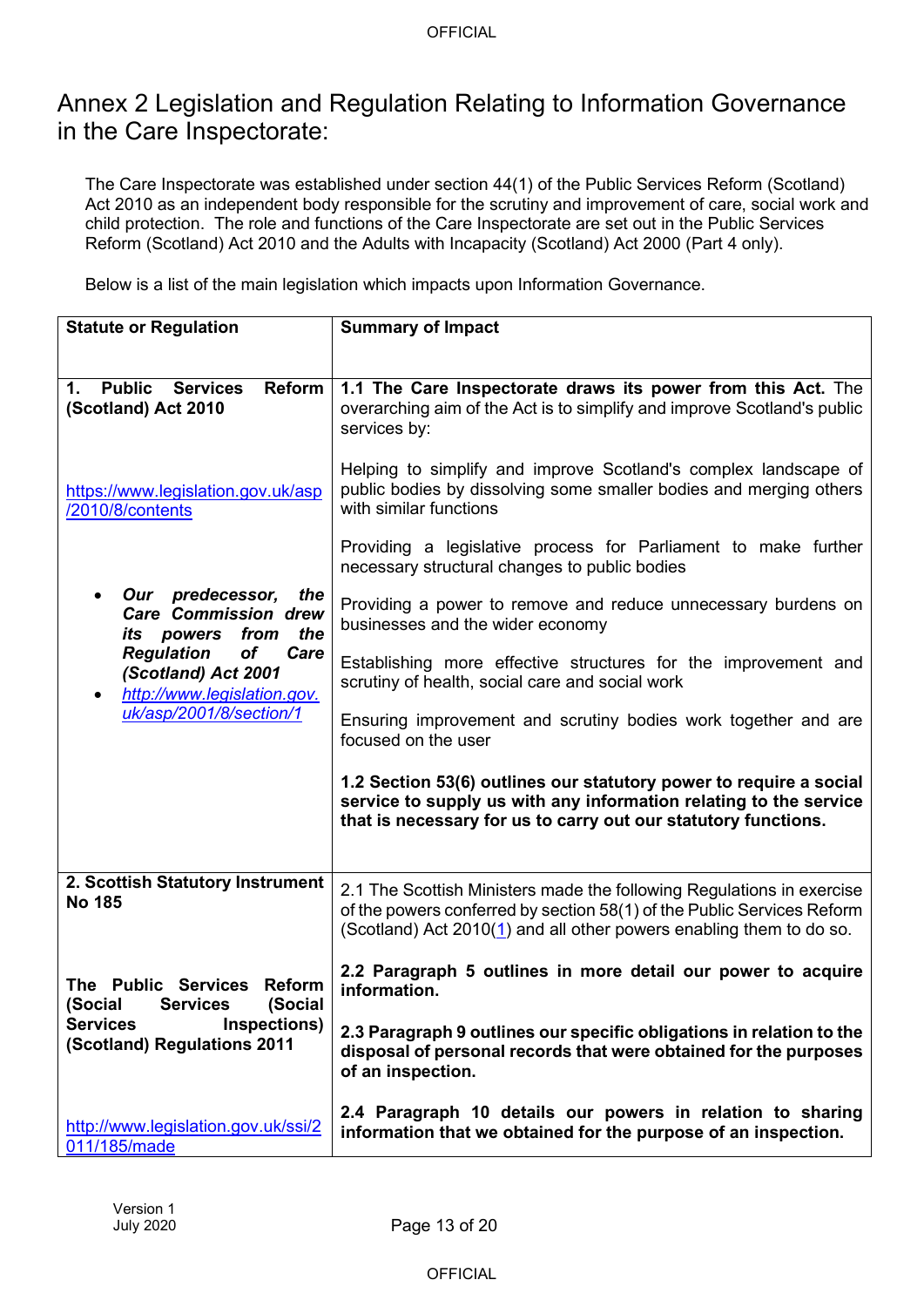# Annex 2 Legislation and Regulation Relating to Information Governance in the Care Inspectorate:

The Care Inspectorate was established under section 44(1) of the Public Services Reform (Scotland) Act 2010 as an independent body responsible for the scrutiny and improvement of care, social work and child protection. The role and functions of the Care Inspectorate are set out in the Public Services Reform (Scotland) Act 2010 and the Adults with Incapacity (Scotland) Act 2000 (Part 4 only).

Below is a list of the main legislation which impacts upon Information Governance.

| Statute or Regulation | Summary of Impact |
|---|---|
| **1. Public Services Reform (Scotland) Act 2010**<br><br>https://www.legislation.gov.uk/asp/2010/8/contents<br><br>• ***Our predecessor, the Care Commission drew its powers from the Regulation of Care (Scotland) Act 2001***<br>• *http://www.legislation.gov.uk/asp/2001/8/section/1* | **1.1 The Care Inspectorate draws its power from this Act.** The overarching aim of the Act is to simplify and improve Scotland's public services by:<br><br>Helping to simplify and improve Scotland's complex landscape of public bodies by dissolving some smaller bodies and merging others with similar functions<br><br>Providing a legislative process for Parliament to make further necessary structural changes to public bodies<br><br>Providing a power to remove and reduce unnecessary burdens on businesses and the wider economy<br><br>Establishing more effective structures for the improvement and scrutiny of health, social care and social work<br><br>Ensuring improvement and scrutiny bodies work together and are focused on the user<br><br>**1.2 Section 53(6) outlines our statutory power to require a social service to supply us with any information relating to the service that is necessary for us to carry out our statutory functions.** |
| **2. Scottish Statutory Instrument No 185**<br><br>**The Public Services Reform (Social Services (Social Services Inspections) (Scotland) Regulations 2011**<br><br>http://www.legislation.gov.uk/ssi/2011/185/made | 2.1 The Scottish Ministers made the following Regulations in exercise of the powers conferred by section 58(1) of the Public Services Reform (Scotland) Act 2010(1) and all other powers enabling them to do so.<br><br>**2.2 Paragraph 5 outlines in more detail our power to acquire information.**<br><br>**2.3 Paragraph 9 outlines our specific obligations in relation to the disposal of personal records that were obtained for the purposes of an inspection.**<br><br>**2.4 Paragraph 10 details our powers in relation to sharing information that we obtained for the purpose of an inspection.** |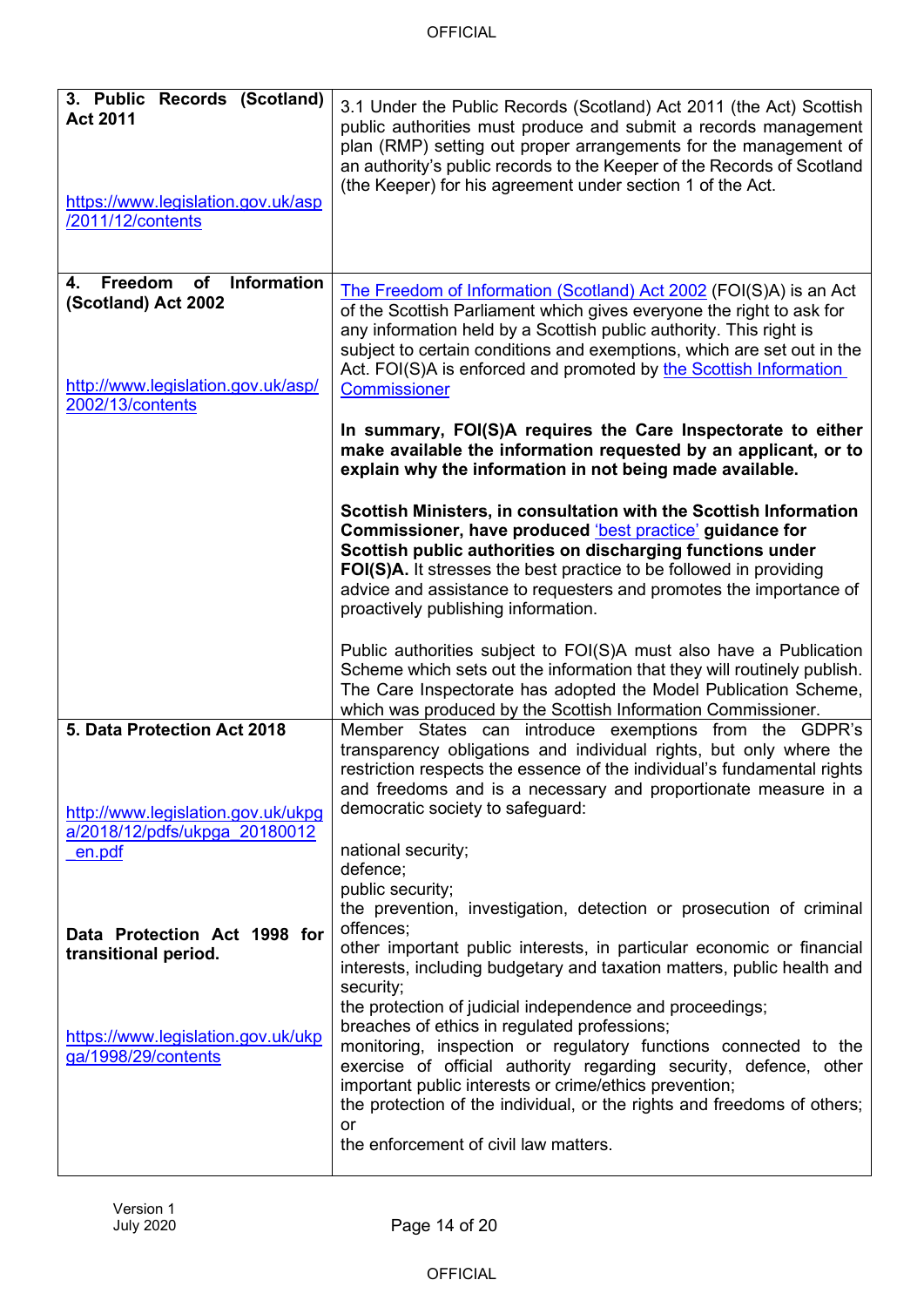| | |
|---|---|
| **3. Public Records (Scotland) Act 2011**<br><br>https://www.legislation.gov.uk/asp/2011/12/contents | 3.1 Under the Public Records (Scotland) Act 2011 (the Act) Scottish public authorities must produce and submit a records management plan (RMP) setting out proper arrangements for the management of an authority's public records to the Keeper of the Records of Scotland (the Keeper) for his agreement under section 1 of the Act. |
| **4. Freedom of Information (Scotland) Act 2002**<br><br>http://www.legislation.gov.uk/asp/2002/13/contents | The Freedom of Information (Scotland) Act 2002 (FOI(S)A) is an Act of the Scottish Parliament which gives everyone the right to ask for any information held by a Scottish public authority. This right is subject to certain conditions and exemptions, which are set out in the Act. FOI(S)A is enforced and promoted by the Scottish Information Commissioner<br><br>**In summary, FOI(S)A requires the Care Inspectorate to either make available the information requested by an applicant, or to explain why the information in not being made available.**<br><br>**Scottish Ministers, in consultation with the Scottish Information Commissioner, have produced 'best practice' guidance for Scottish public authorities on discharging functions under FOI(S)A.** It stresses the best practice to be followed in providing advice and assistance to requesters and promotes the importance of proactively publishing information.<br><br>Public authorities subject to FOI(S)A must also have a Publication Scheme which sets out the information that they will routinely publish. The Care Inspectorate has adopted the Model Publication Scheme, which was produced by the Scottish Information Commissioner. |
| **5. Data Protection Act 2018**<br><br>http://www.legislation.gov.uk/ukpga/2018/12/pdfs/ukpga_20180012_en.pdf<br><br>**Data Protection Act 1998 for transitional period.**<br><br>https://www.legislation.gov.uk/ukpga/1998/29/contents | Member States can introduce exemptions from the GDPR's transparency obligations and individual rights, but only where the restriction respects the essence of the individual's fundamental rights and freedoms and is a necessary and proportionate measure in a democratic society to safeguard:<br><br>national security;<br>defence;<br>public security;<br>the prevention, investigation, detection or prosecution of criminal offences;<br>other important public interests, in particular economic or financial interests, including budgetary and taxation matters, public health and security;<br>the protection of judicial independence and proceedings;<br>breaches of ethics in regulated professions;<br>monitoring, inspection or regulatory functions connected to the exercise of official authority regarding security, defence, other important public interests or crime/ethics prevention;<br>the protection of the individual, or the rights and freedoms of others; or<br>the enforcement of civil law matters. |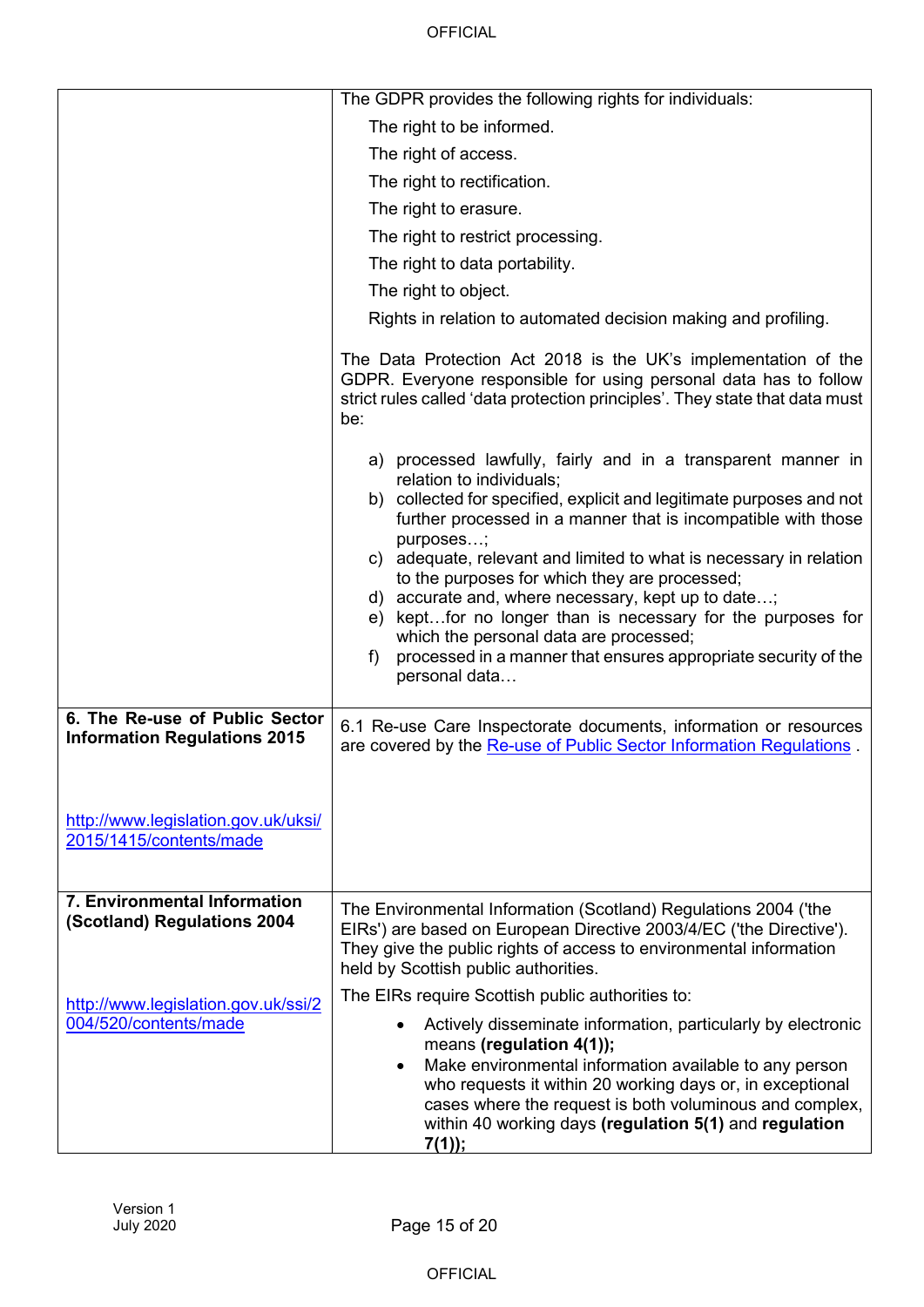| | |
|---|---|
| | The GDPR provides the following rights for individuals:<br>The right to be informed.<br>The right of access.<br>The right to rectification.<br>The right to erasure.<br>The right to restrict processing.<br>The right to data portability.<br>The right to object.<br>Rights in relation to automated decision making and profiling.<br><br>The Data Protection Act 2018 is the UK's implementation of the GDPR. Everyone responsible for using personal data has to follow strict rules called 'data protection principles'. They state that data must be:<br><br>a) processed lawfully, fairly and in a transparent manner in relation to individuals;<br>b) collected for specified, explicit and legitimate purposes and not further processed in a manner that is incompatible with those purposes…;<br>c) adequate, relevant and limited to what is necessary in relation to the purposes for which they are processed;<br>d) accurate and, where necessary, kept up to date…;<br>e) kept…for no longer than is necessary for the purposes for which the personal data are processed;<br>f) processed in a manner that ensures appropriate security of the personal data… |
| **6. The Re-use of Public Sector Information Regulations 2015**<br><br>[http://www.legislation.gov.uk/uksi/2015/1415/contents/made](http://www.legislation.gov.uk/uksi/2015/1415/contents/made) | 6.1 Re-use Care Inspectorate documents, information or resources are covered by the [Re-use of Public Sector Information Regulations](http://www.legislation.gov.uk/uksi/2015/1415/contents/made) . |
| **7. Environmental Information (Scotland) Regulations 2004**<br><br>[http://www.legislation.gov.uk/ssi/2004/520/contents/made](http://www.legislation.gov.uk/ssi/2004/520/contents/made) | The Environmental Information (Scotland) Regulations 2004 ('the EIRs') are based on European Directive 2003/4/EC ('the Directive'). They give the public rights of access to environmental information held by Scottish public authorities.<br>The EIRs require Scottish public authorities to:<br>• Actively disseminate information, particularly by electronic means **(regulation 4(1));**<br>• Make environmental information available to any person who requests it within 20 working days or, in exceptional cases where the request is both voluminous and complex, within 40 working days **(regulation 5(1)** and **regulation 7(1));** |

Version 1
July 2020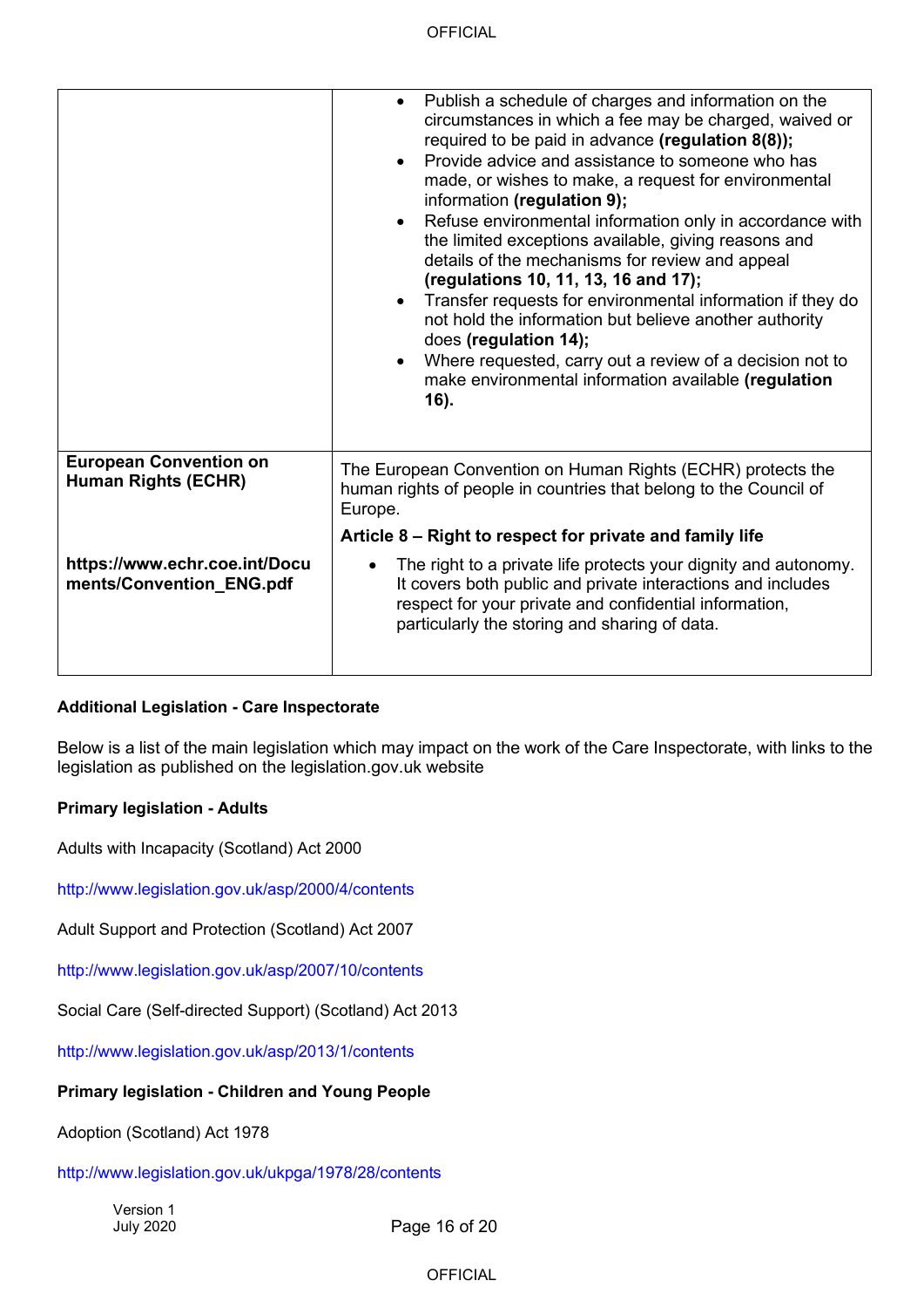| | |
|---|---|
| | <ul><li>Publish a schedule of charges and information on the circumstances in which a fee may be charged, waived or required to be paid in advance **(regulation 8(8));**</li><li>Provide advice and assistance to someone who has made, or wishes to make, a request for environmental information **(regulation 9);**</li><li>Refuse environmental information only in accordance with the limited exceptions available, giving reasons and details of the mechanisms for review and appeal **(regulations 10, 11, 13, 16 and 17);**</li><li>Transfer requests for environmental information if they do not hold the information but believe another authority does **(regulation 14);**</li><li>Where requested, carry out a review of a decision not to make environmental information available **(regulation 16).**</li></ul> |
| **European Convention on Human Rights (ECHR)**<br><br>**https://www.echr.coe.int/Documents/Convention_ENG.pdf** | The European Convention on Human Rights (ECHR) protects the human rights of people in countries that belong to the Council of Europe.<br><br>**Article 8 – Right to respect for private and family life**<br><ul><li>The right to a private life protects your dignity and autonomy. It covers both public and private interactions and includes respect for your private and confidential information, particularly the storing and sharing of data.</li></ul> |

**Additional Legislation - Care Inspectorate**

Below is a list of the main legislation which may impact on the work of the Care Inspectorate, with links to the legislation as published on the legislation.gov.uk website

**Primary legislation - Adults**

Adults with Incapacity (Scotland) Act 2000

http://www.legislation.gov.uk/asp/2000/4/contents

Adult Support and Protection (Scotland) Act 2007

http://www.legislation.gov.uk/asp/2007/10/contents

Social Care (Self-directed Support) (Scotland) Act 2013

http://www.legislation.gov.uk/asp/2013/1/contents

**Primary legislation - Children and Young People**

Adoption (Scotland) Act 1978

http://www.legislation.gov.uk/ukpga/1978/28/contents

Version 1
July 2020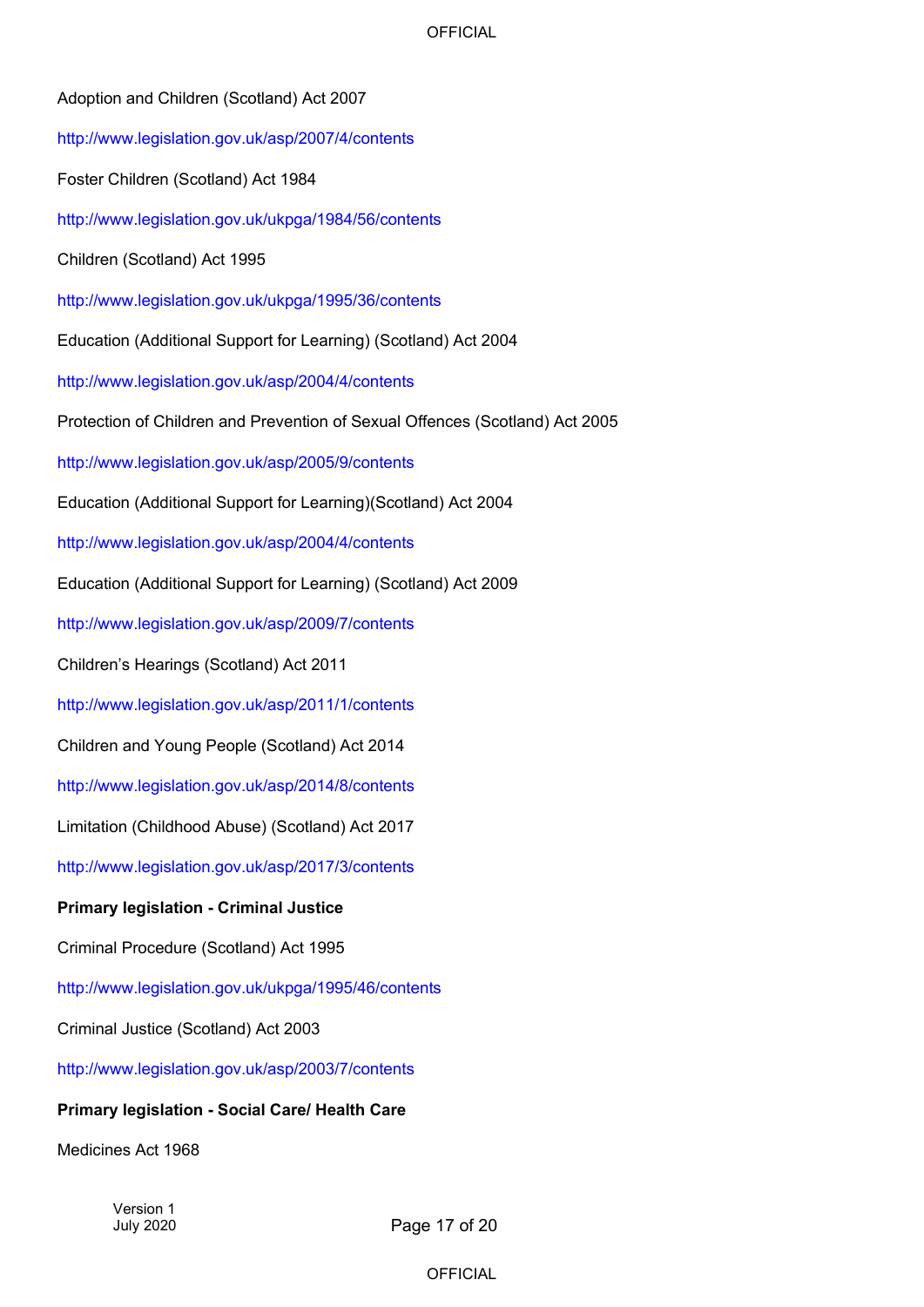Adoption and Children (Scotland) Act 2007

http://www.legislation.gov.uk/asp/2007/4/contents

Foster Children (Scotland) Act 1984

http://www.legislation.gov.uk/ukpga/1984/56/contents

Children (Scotland) Act 1995

http://www.legislation.gov.uk/ukpga/1995/36/contents

Education (Additional Support for Learning) (Scotland) Act 2004

http://www.legislation.gov.uk/asp/2004/4/contents

Protection of Children and Prevention of Sexual Offences (Scotland) Act 2005

http://www.legislation.gov.uk/asp/2005/9/contents

Education (Additional Support for Learning)(Scotland) Act 2004

http://www.legislation.gov.uk/asp/2004/4/contents

Education (Additional Support for Learning) (Scotland) Act 2009

http://www.legislation.gov.uk/asp/2009/7/contents

Children's Hearings (Scotland) Act 2011

http://www.legislation.gov.uk/asp/2011/1/contents

Children and Young People (Scotland) Act 2014

http://www.legislation.gov.uk/asp/2014/8/contents

Limitation (Childhood Abuse) (Scotland) Act 2017

http://www.legislation.gov.uk/asp/2017/3/contents

**Primary legislation - Criminal Justice**

Criminal Procedure (Scotland) Act 1995

http://www.legislation.gov.uk/ukpga/1995/46/contents

Criminal Justice (Scotland) Act 2003

http://www.legislation.gov.uk/asp/2003/7/contents

**Primary legislation - Social Care/ Health Care**

Medicines Act 1968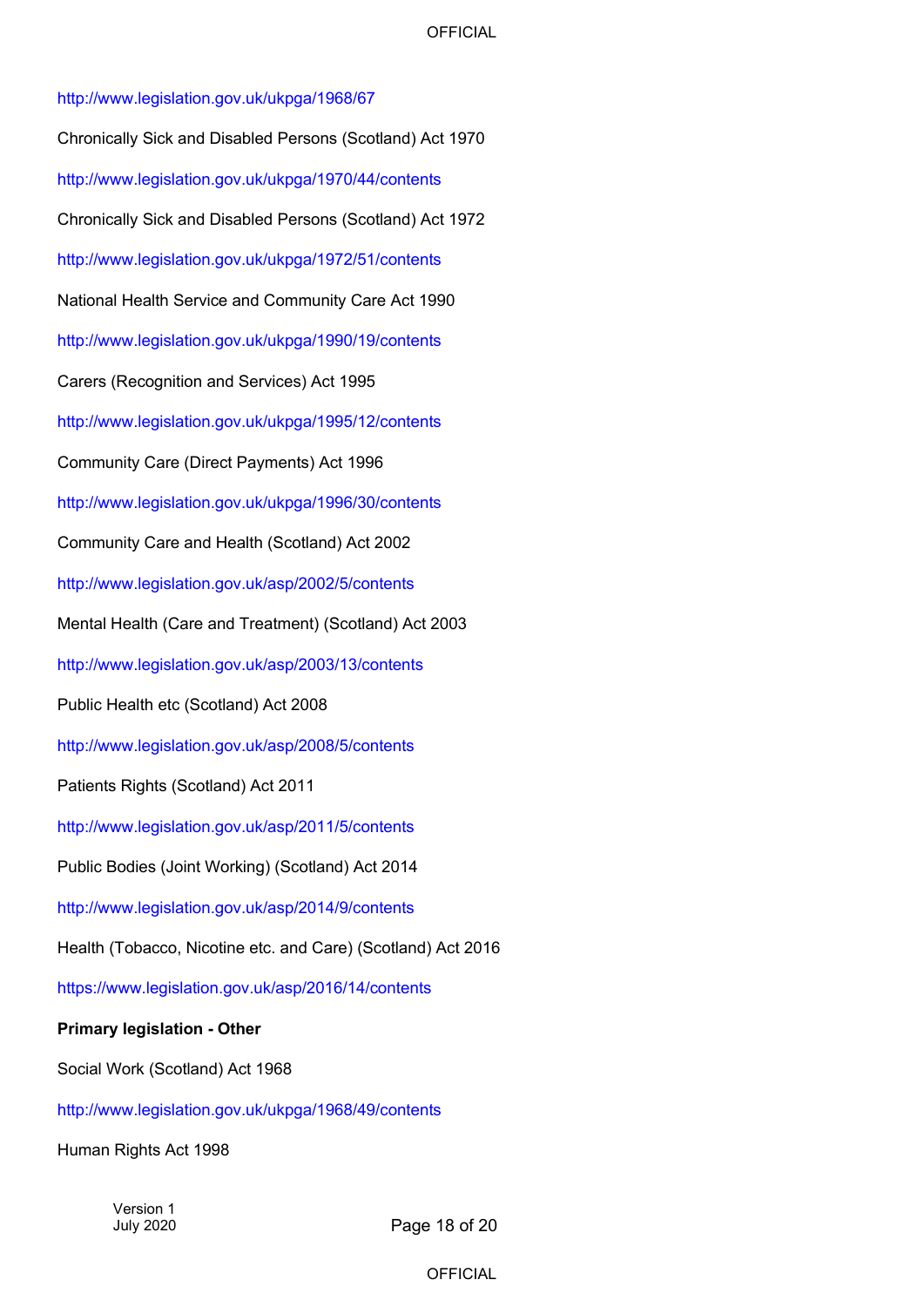http://www.legislation.gov.uk/ukpga/1968/67

Chronically Sick and Disabled Persons (Scotland) Act 1970

http://www.legislation.gov.uk/ukpga/1970/44/contents

Chronically Sick and Disabled Persons (Scotland) Act 1972

http://www.legislation.gov.uk/ukpga/1972/51/contents

National Health Service and Community Care Act 1990

http://www.legislation.gov.uk/ukpga/1990/19/contents

Carers (Recognition and Services) Act 1995

http://www.legislation.gov.uk/ukpga/1995/12/contents

Community Care (Direct Payments) Act 1996

http://www.legislation.gov.uk/ukpga/1996/30/contents

Community Care and Health (Scotland) Act 2002

http://www.legislation.gov.uk/asp/2002/5/contents

Mental Health (Care and Treatment) (Scotland) Act 2003

http://www.legislation.gov.uk/asp/2003/13/contents

Public Health etc (Scotland) Act 2008

http://www.legislation.gov.uk/asp/2008/5/contents

Patients Rights (Scotland) Act 2011

http://www.legislation.gov.uk/asp/2011/5/contents

Public Bodies (Joint Working) (Scotland) Act 2014

http://www.legislation.gov.uk/asp/2014/9/contents

Health (Tobacco, Nicotine etc. and Care) (Scotland) Act 2016

https://www.legislation.gov.uk/asp/2016/14/contents

**Primary legislation - Other**

Social Work (Scotland) Act 1968

http://www.legislation.gov.uk/ukpga/1968/49/contents

Human Rights Act 1998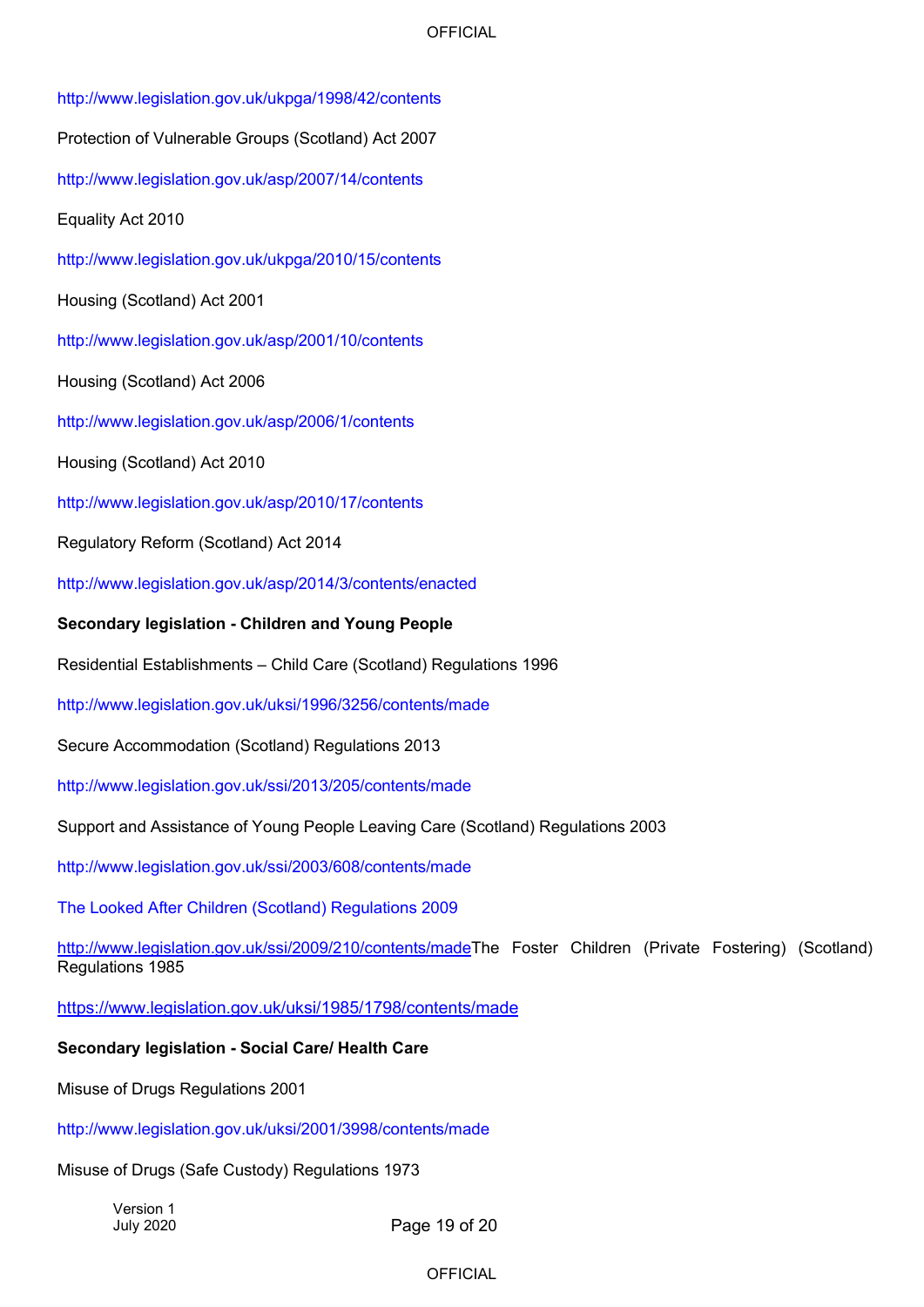http://www.legislation.gov.uk/ukpga/1998/42/contents

Protection of Vulnerable Groups (Scotland) Act 2007

http://www.legislation.gov.uk/asp/2007/14/contents

Equality Act 2010

http://www.legislation.gov.uk/ukpga/2010/15/contents

Housing (Scotland) Act 2001

http://www.legislation.gov.uk/asp/2001/10/contents

Housing (Scotland) Act 2006

http://www.legislation.gov.uk/asp/2006/1/contents

Housing (Scotland) Act 2010

http://www.legislation.gov.uk/asp/2010/17/contents

Regulatory Reform (Scotland) Act 2014

http://www.legislation.gov.uk/asp/2014/3/contents/enacted

**Secondary legislation - Children and Young People**

Residential Establishments – Child Care (Scotland) Regulations 1996

http://www.legislation.gov.uk/uksi/1996/3256/contents/made

Secure Accommodation (Scotland) Regulations 2013

http://www.legislation.gov.uk/ssi/2013/205/contents/made

Support and Assistance of Young People Leaving Care (Scotland) Regulations 2003

http://www.legislation.gov.uk/ssi/2003/608/contents/made

The Looked After Children (Scotland) Regulations 2009

http://www.legislation.gov.uk/ssi/2009/210/contents/made

The Foster Children (Private Fostering) (Scotland) Regulations 1985

https://www.legislation.gov.uk/uksi/1985/1798/contents/made

**Secondary legislation - Social Care/ Health Care**

Misuse of Drugs Regulations 2001

http://www.legislation.gov.uk/uksi/2001/3998/contents/made

Misuse of Drugs (Safe Custody) Regulations 1973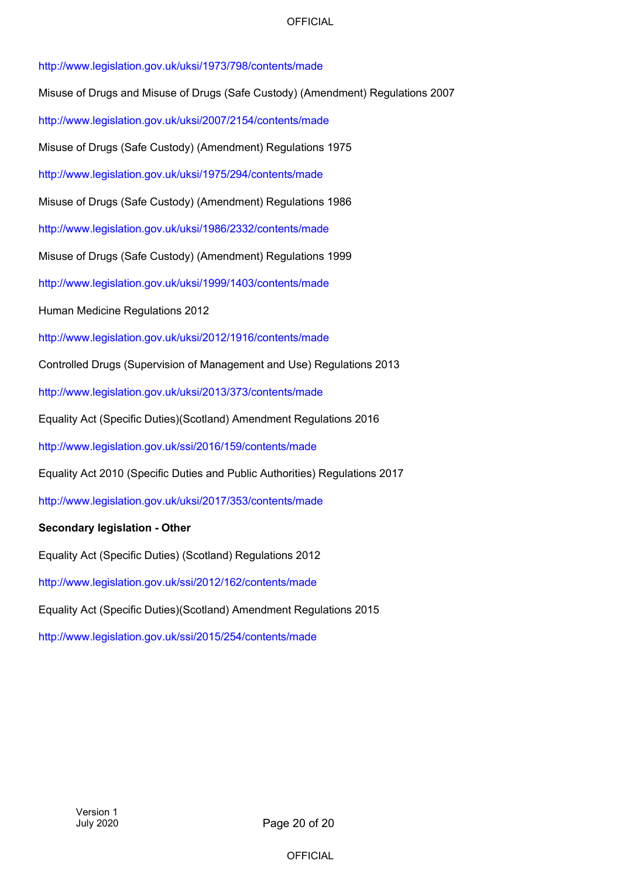http://www.legislation.gov.uk/uksi/1973/798/contents/made

Misuse of Drugs and Misuse of Drugs (Safe Custody) (Amendment) Regulations 2007

http://www.legislation.gov.uk/uksi/2007/2154/contents/made

Misuse of Drugs (Safe Custody) (Amendment) Regulations 1975

http://www.legislation.gov.uk/uksi/1975/294/contents/made

Misuse of Drugs (Safe Custody) (Amendment) Regulations 1986

http://www.legislation.gov.uk/uksi/1986/2332/contents/made

Misuse of Drugs (Safe Custody) (Amendment) Regulations 1999

http://www.legislation.gov.uk/uksi/1999/1403/contents/made

Human Medicine Regulations 2012

http://www.legislation.gov.uk/uksi/2012/1916/contents/made

Controlled Drugs (Supervision of Management and Use) Regulations 2013

http://www.legislation.gov.uk/uksi/2013/373/contents/made

Equality Act (Specific Duties)(Scotland) Amendment Regulations 2016

http://www.legislation.gov.uk/ssi/2016/159/contents/made

Equality Act 2010 (Specific Duties and Public Authorities) Regulations 2017

http://www.legislation.gov.uk/uksi/2017/353/contents/made

**Secondary legislation - Other**

Equality Act (Specific Duties) (Scotland) Regulations 2012

http://www.legislation.gov.uk/ssi/2012/162/contents/made

Equality Act (Specific Duties)(Scotland) Amendment Regulations 2015

http://www.legislation.gov.uk/ssi/2015/254/contents/made